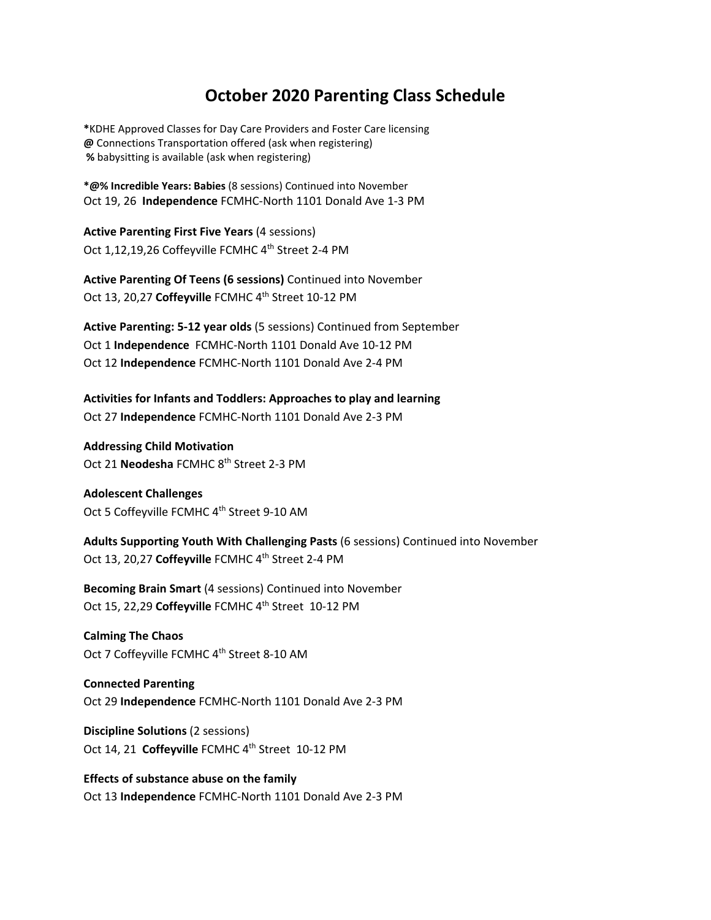# October 2020 Parenting Class Schedule

**\***KDHE Approved Classes for Day Care Providers and Foster Care licensing
**@** Connections Transportation offered (ask when registering)
**%** babysitting is available (ask when registering)

**\*@% Incredible Years: Babies** (8 sessions) Continued into November
Oct 19, 26 **Independence** FCMHC-North 1101 Donald Ave 1-3 PM

**Active Parenting First Five Years** (4 sessions)
Oct 1,12,19,26 Coffeyville FCMHC 4th Street 2-4 PM

**Active Parenting Of Teens (6 sessions)** Continued into November
Oct 13, 20,27 **Coffeyville** FCMHC 4th Street 10-12 PM

**Active Parenting: 5-12 year olds** (5 sessions) Continued from September
Oct 1 **Independence** FCMHC-North 1101 Donald Ave 10-12 PM
Oct 12 **Independence** FCMHC-North 1101 Donald Ave 2-4 PM

**Activities for Infants and Toddlers: Approaches to play and learning**
Oct 27 **Independence** FCMHC-North 1101 Donald Ave 2-3 PM

**Addressing Child Motivation**
Oct 21 **Neodesha** FCMHC 8th Street 2-3 PM

**Adolescent Challenges**
Oct 5 Coffeyville FCMHC 4th Street 9-10 AM

**Adults Supporting Youth With Challenging Pasts** (6 sessions) Continued into November
Oct 13, 20,27 **Coffeyville** FCMHC 4th Street 2-4 PM

**Becoming Brain Smart** (4 sessions) Continued into November
Oct 15, 22,29 **Coffeyville** FCMHC 4th Street 10-12 PM

**Calming The Chaos**
Oct 7 Coffeyville FCMHC 4th Street 8-10 AM

**Connected Parenting**
Oct 29 **Independence** FCMHC-North 1101 Donald Ave 2-3 PM

**Discipline Solutions** (2 sessions)
Oct 14, 21 **Coffeyville** FCMHC 4th Street 10-12 PM

**Effects of substance abuse on the family**
Oct 13 **Independence** FCMHC-North 1101 Donald Ave 2-3 PM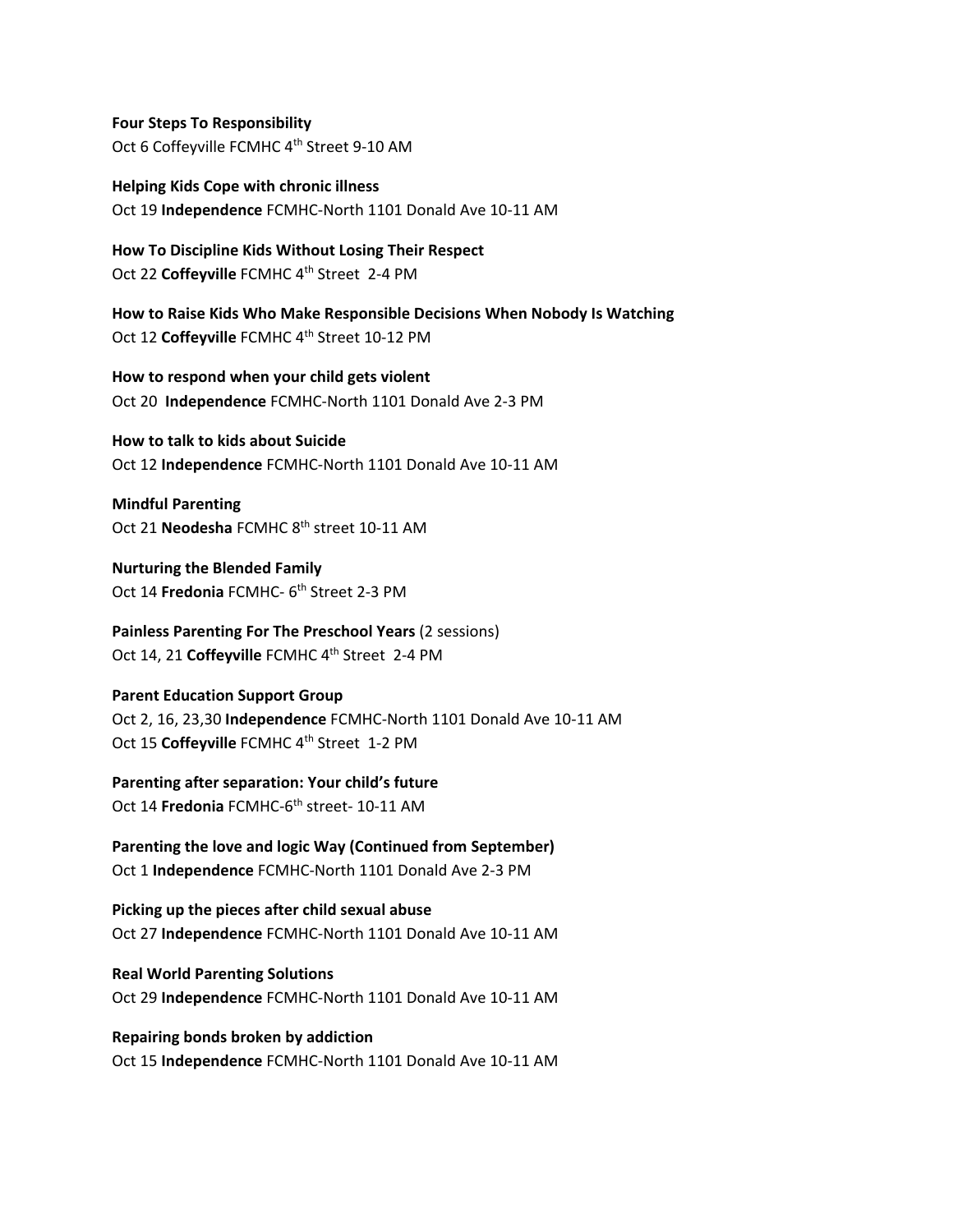**Four Steps To Responsibility**
Oct 6 Coffeyville FCMHC 4th Street 9-10 AM

**Helping Kids Cope with chronic illness**
Oct 19 **Independence** FCMHC-North 1101 Donald Ave 10-11 AM

**How To Discipline Kids Without Losing Their Respect**
Oct 22 **Coffeyville** FCMHC 4th Street 2-4 PM

**How to Raise Kids Who Make Responsible Decisions When Nobody Is Watching**
Oct 12 **Coffeyville** FCMHC 4th Street 10-12 PM

**How to respond when your child gets violent**
Oct 20 **Independence** FCMHC-North 1101 Donald Ave 2-3 PM

**How to talk to kids about Suicide**
Oct 12 **Independence** FCMHC-North 1101 Donald Ave 10-11 AM

**Mindful Parenting**
Oct 21 **Neodesha** FCMHC 8th street 10-11 AM

**Nurturing the Blended Family**
Oct 14 **Fredonia** FCMHC- 6th Street 2-3 PM

**Painless Parenting For The Preschool Years** (2 sessions)
Oct 14, 21 **Coffeyville** FCMHC 4th Street 2-4 PM

**Parent Education Support Group**
Oct 2, 16, 23,30 **Independence** FCMHC-North 1101 Donald Ave 10-11 AM
Oct 15 **Coffeyville** FCMHC 4th Street 1-2 PM

**Parenting after separation: Your child's future**
Oct 14 **Fredonia** FCMHC-6th street- 10-11 AM

**Parenting the love and logic Way (Continued from September)**
Oct 1 **Independence** FCMHC-North 1101 Donald Ave 2-3 PM

**Picking up the pieces after child sexual abuse**
Oct 27 **Independence** FCMHC-North 1101 Donald Ave 10-11 AM

**Real World Parenting Solutions**
Oct 29 **Independence** FCMHC-North 1101 Donald Ave 10-11 AM

**Repairing bonds broken by addiction**
Oct 15 **Independence** FCMHC-North 1101 Donald Ave 10-11 AM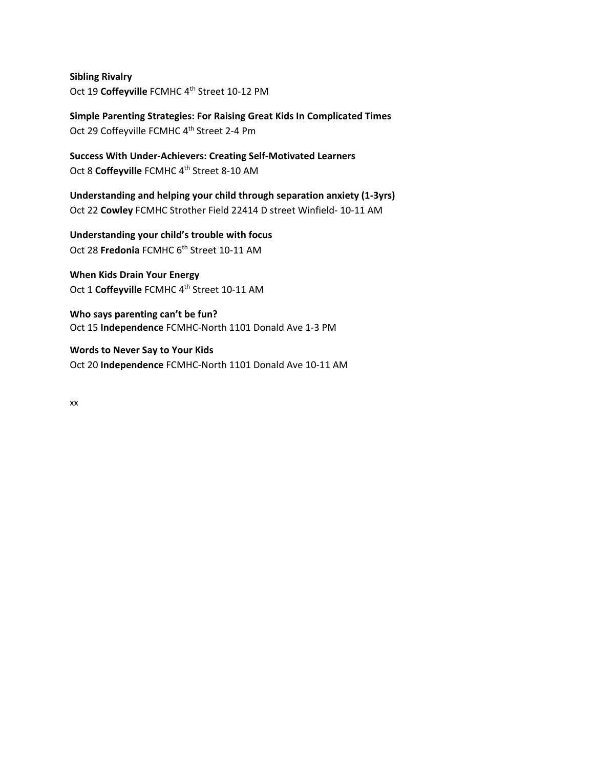**Sibling Rivalry**
Oct 19 **Coffeyville** FCMHC 4th Street 10-12 PM

**Simple Parenting Strategies: For Raising Great Kids In Complicated Times**
Oct 29 Coffeyville FCMHC 4th Street 2-4 Pm

**Success With Under-Achievers: Creating Self-Motivated Learners**
Oct 8 **Coffeyville** FCMHC 4th Street 8-10 AM

**Understanding and helping your child through separation anxiety (1-3yrs)**
Oct 22 **Cowley** FCMHC Strother Field 22414 D street Winfield- 10-11 AM

**Understanding your child's trouble with focus**
Oct 28 **Fredonia** FCMHC 6th Street 10-11 AM

**When Kids Drain Your Energy**
Oct 1 **Coffeyville** FCMHC 4th Street 10-11 AM

**Who says parenting can't be fun?**
Oct 15 **Independence** FCMHC-North 1101 Donald Ave 1-3 PM

**Words to Never Say to Your Kids**
Oct 20 **Independence** FCMHC-North 1101 Donald Ave 10-11 AM

xx